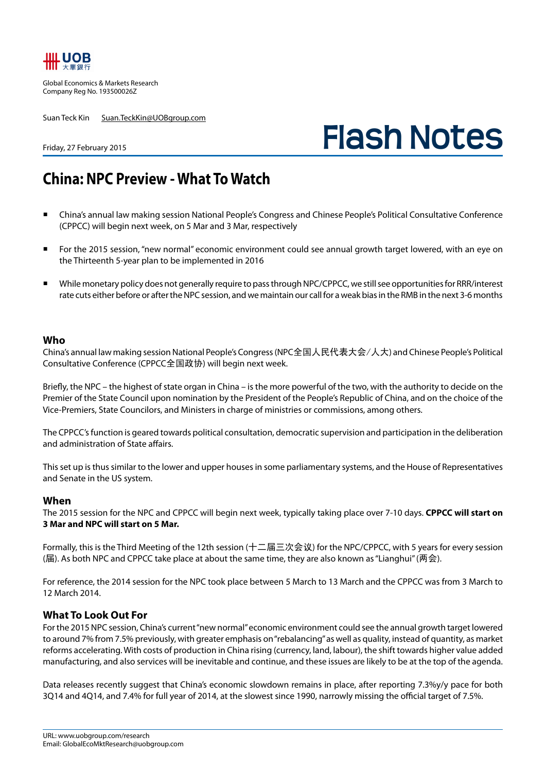UOB 大華銀行

Global Economics & Markets Research
Company Reg No. 193500026Z

Suan Teck Kin Suan.TeckKin@UOBgroup.com

Friday, 27 February 2015

# Flash Notes

## China: NPC Preview - What To Watch

- China's annual law making session National People's Congress and Chinese People's Political Consultative Conference (CPPCC) will begin next week, on 5 Mar and 3 Mar, respectively
- For the 2015 session, "new normal" economic environment could see annual growth target lowered, with an eye on the Thirteenth 5-year plan to be implemented in 2016
- While monetary policy does not generally require to pass through NPC/CPPCC, we still see opportunities for RRR/interest rate cuts either before or after the NPC session, and we maintain our call for a weak bias in the RMB in the next 3-6 months

### Who

China's annual law making session National People's Congress (NPC全国人民代表大会/人大) and Chinese People's Political Consultative Conference (CPPCC全国政协) will begin next week.

Briefly, the NPC – the highest of state organ in China – is the more powerful of the two, with the authority to decide on the Premier of the State Council upon nomination by the President of the People's Republic of China, and on the choice of the Vice-Premiers, State Councilors, and Ministers in charge of ministries or commissions, among others.

The CPPCC's function is geared towards political consultation, democratic supervision and participation in the deliberation and administration of State affairs.

This set up is thus similar to the lower and upper houses in some parliamentary systems, and the House of Representatives and Senate in the US system.

### When

The 2015 session for the NPC and CPPCC will begin next week, typically taking place over 7-10 days. **CPPCC will start on 3 Mar and NPC will start on 5 Mar.**

Formally, this is the Third Meeting of the 12th session (十二届三次会议) for the NPC/CPPCC, with 5 years for every session (届). As both NPC and CPPCC take place at about the same time, they are also known as "Lianghui" (两会).

For reference, the 2014 session for the NPC took place between 5 March to 13 March and the CPPCC was from 3 March to 12 March 2014.

### What To Look Out For

For the 2015 NPC session, China's current "new normal" economic environment could see the annual growth target lowered to around 7% from 7.5% previously, with greater emphasis on "rebalancing" as well as quality, instead of quantity, as market reforms accelerating. With costs of production in China rising (currency, land, labour), the shift towards higher value added manufacturing, and also services will be inevitable and continue, and these issues are likely to be at the top of the agenda.

Data releases recently suggest that China's economic slowdown remains in place, after reporting 7.3%y/y pace for both 3Q14 and 4Q14, and 7.4% for full year of 2014, at the slowest since 1990, narrowly missing the official target of 7.5%.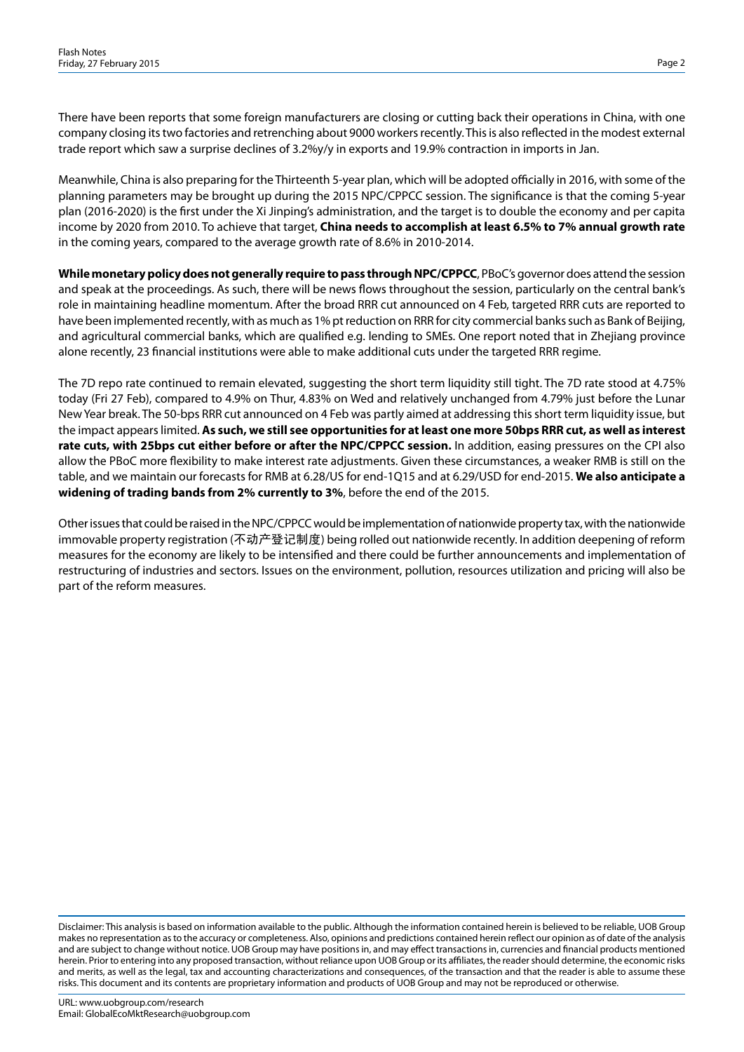There have been reports that some foreign manufacturers are closing or cutting back their operations in China, with one company closing its two factories and retrenching about 9000 workers recently. This is also reflected in the modest external trade report which saw a surprise declines of 3.2%y/y in exports and 19.9% contraction in imports in Jan.

Meanwhile, China is also preparing for the Thirteenth 5-year plan, which will be adopted officially in 2016, with some of the planning parameters may be brought up during the 2015 NPC/CPPCC session. The significance is that the coming 5-year plan (2016-2020) is the first under the Xi Jinping's administration, and the target is to double the economy and per capita income by 2020 from 2010. To achieve that target, **China needs to accomplish at least 6.5% to 7% annual growth rate** in the coming years, compared to the average growth rate of 8.6% in 2010-2014.

**While monetary policy does not generally require to pass through NPC/CPPCC**, PBoC's governor does attend the session and speak at the proceedings. As such, there will be news flows throughout the session, particularly on the central bank's role in maintaining headline momentum. After the broad RRR cut announced on 4 Feb, targeted RRR cuts are reported to have been implemented recently, with as much as 1% pt reduction on RRR for city commercial banks such as Bank of Beijing, and agricultural commercial banks, which are qualified e.g. lending to SMEs. One report noted that in Zhejiang province alone recently, 23 financial institutions were able to make additional cuts under the targeted RRR regime.

The 7D repo rate continued to remain elevated, suggesting the short term liquidity still tight. The 7D rate stood at 4.75% today (Fri 27 Feb), compared to 4.9% on Thur, 4.83% on Wed and relatively unchanged from 4.79% just before the Lunar New Year break. The 50-bps RRR cut announced on 4 Feb was partly aimed at addressing this short term liquidity issue, but the impact appears limited. **As such, we still see opportunities for at least one more 50bps RRR cut, as well as interest rate cuts, with 25bps cut either before or after the NPC/CPPCC session.** In addition, easing pressures on the CPI also allow the PBoC more flexibility to make interest rate adjustments. Given these circumstances, a weaker RMB is still on the table, and we maintain our forecasts for RMB at 6.28/US for end-1Q15 and at 6.29/USD for end-2015. **We also anticipate a widening of trading bands from 2% currently to 3%**, before the end of the 2015.

Other issues that could be raised in the NPC/CPPCC would be implementation of nationwide property tax, with the nationwide immovable property registration (不动产登记制度) being rolled out nationwide recently. In addition deepening of reform measures for the economy are likely to be intensified and there could be further announcements and implementation of restructuring of industries and sectors. Issues on the environment, pollution, resources utilization and pricing will also be part of the reform measures.

Disclaimer: This analysis is based on information available to the public. Although the information contained herein is believed to be reliable, UOB Group makes no representation as to the accuracy or completeness. Also, opinions and predictions contained herein reflect our opinion as of date of the analysis and are subject to change without notice. UOB Group may have positions in, and may effect transactions in, currencies and financial products mentioned herein. Prior to entering into any proposed transaction, without reliance upon UOB Group or its affiliates, the reader should determine, the economic risks and merits, as well as the legal, tax and accounting characterizations and consequences, of the transaction and that the reader is able to assume these risks. This document and its contents are proprietary information and products of UOB Group and may not be reproduced or otherwise.

URL: www.uobgroup.com/research
Email: GlobalEcoMktResearch@uobgroup.com